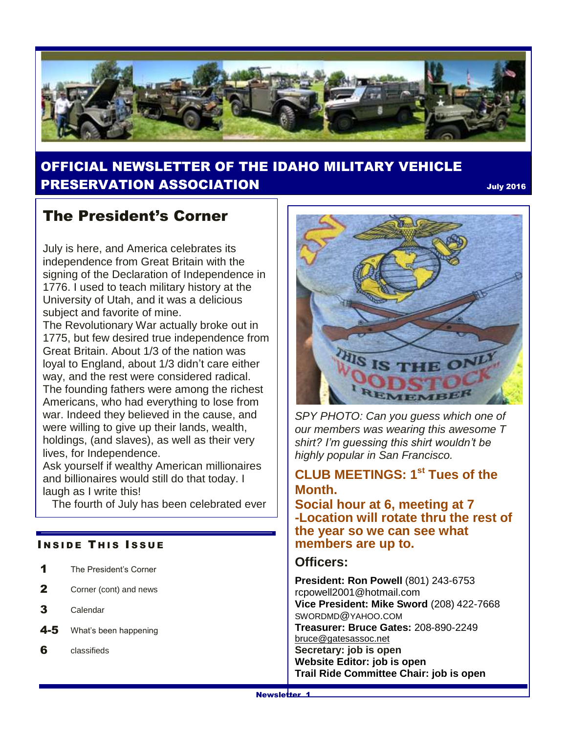# OFFICIAL NEWSLETTER OF THE IDAHO MILITARY VEHICLE PRESERVATION ASSOCIATION

July 2016

## The President's Corner

July is here, and America celebrates its independence from Great Britain with the signing of the Declaration of Independence in 1776. I used to teach military history at the University of Utah, and it was a delicious subject and favorite of mine.

The Revolutionary War actually broke out in 1775, but few desired true independence from Great Britain. About 1/3 of the nation was loyal to England, about 1/3 didn't care either way, and the rest were considered radical. The founding fathers were among the richest Americans, who had everything to lose from war. Indeed they believed in the cause, and were willing to give up their lands, wealth, holdings, (and slaves), as well as their very lives, for Independence.

Ask yourself if wealthy American millionaires and billionaires would still do that today. I laugh as I write this!

The fourth of July has been celebrated ever

### INSIDE THIS ISSUE

- **1** The President's Corner
- **2** Corner (cont) and news
- **3** Calendar
- **4-5** What's been happening
- **6** classifieds

*SPY PHOTO: Can you guess which one of our members was wearing this awesome T shirt? I'm guessing this shirt wouldn't be highly popular in San Francisco.*

**CLUB MEETINGS: 1st Tues of the Month.**

**Social hour at 6, meeting at 7 -Location will rotate thru the rest of the year so we can see what members are up to.**

### Officers:

**President: Ron Powell** (801) 243-6753 rcpowell2001@hotmail.com

**Vice President: Mike Sword** (208) 422-7668 SWORDMD@YAHOO.COM

**Treasurer: Bruce Gates:** 208-890-2249 bruce@gatesassoc.net

**Secretary: job is open**

**Website Editor: job is open**

**Trail Ride Committee Chair: job is open**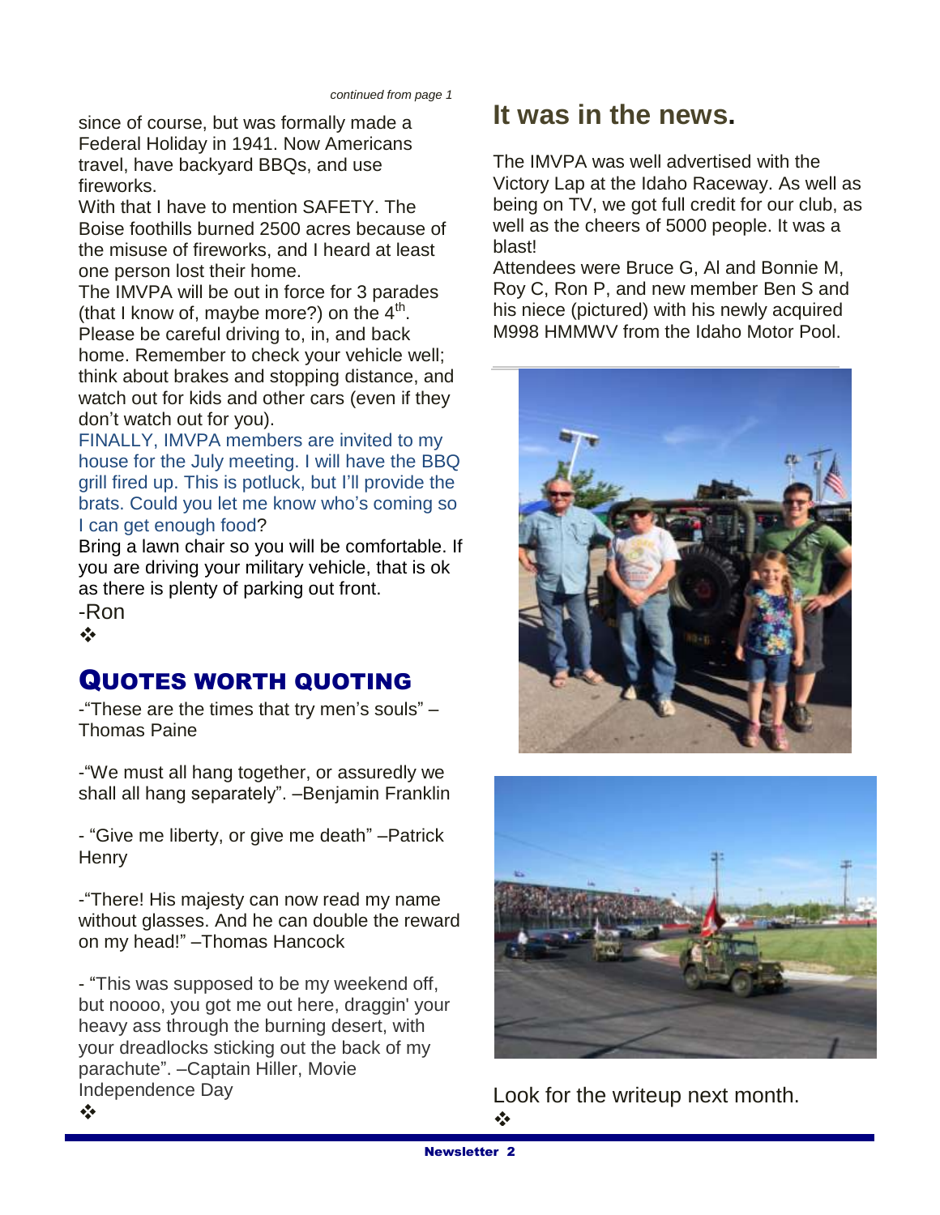*continued from page 1*

since of course, but was formally made a Federal Holiday in 1941. Now Americans travel, have backyard BBQs, and use fireworks.

With that I have to mention SAFETY. The Boise foothills burned 2500 acres because of the misuse of fireworks, and I heard at least one person lost their home.

The IMVPA will be out in force for 3 parades (that I know of, maybe more?) on the 4th. Please be careful driving to, in, and back home. Remember to check your vehicle well; think about brakes and stopping distance, and watch out for kids and other cars (even if they don't watch out for you).

FINALLY, IMVPA members are invited to my house for the July meeting. I will have the BBQ grill fired up. This is potluck, but I'll provide the brats. Could you let me know who's coming so I can get enough food?

Bring a lawn chair so you will be comfortable. If you are driving your military vehicle, that is ok as there is plenty of parking out front.

-Ron

❖

## Quotes Worth Quoting

-"These are the times that try men's souls" – Thomas Paine

-"We must all hang together, or assuredly we shall all hang separately". –Benjamin Franklin

- "Give me liberty, or give me death" –Patrick Henry

-"There! His majesty can now read my name without glasses. And he can double the reward on my head!" –Thomas Hancock

- "This was supposed to be my weekend off, but noooo, you got me out here, draggin' your heavy ass through the burning desert, with your dreadlocks sticking out the back of my parachute". –Captain Hiller, Movie Independence Day

❖

## It was in the news.

The IMVPA was well advertised with the Victory Lap at the Idaho Raceway. As well as being on TV, we got full credit for our club, as well as the cheers of 5000 people. It was a blast!

Attendees were Bruce G, Al and Bonnie M, Roy C, Ron P, and new member Ben S and his niece (pictured) with his newly acquired M998 HMMWV from the Idaho Motor Pool.

Look for the writeup next month.

❖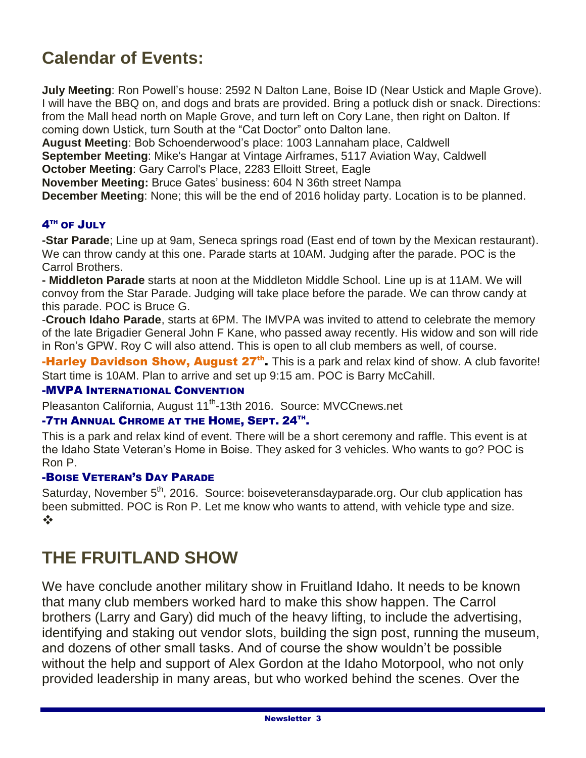# Calendar of Events:

**July Meeting**: Ron Powell's house: 2592 N Dalton Lane, Boise ID (Near Ustick and Maple Grove). I will have the BBQ on, and dogs and brats are provided. Bring a potluck dish or snack. Directions: from the Mall head north on Maple Grove, and turn left on Cory Lane, then right on Dalton. If coming down Ustick, turn South at the "Cat Doctor" onto Dalton lane.
**August Meeting**: Bob Schoenderwood's place: 1003 Lannaham place, Caldwell
**September Meeting**: Mike's Hangar at Vintage Airframes, 5117 Aviation Way, Caldwell
**October Meeting**: Gary Carrol's Place, 2283 Elloitt Street, Eagle
**November Meeting:** Bruce Gates' business: 604 N 36th street Nampa
**December Meeting**: None; this will be the end of 2016 holiday party. Location is to be planned.

### 4TH OF JULY

**-Star Parade**; Line up at 9am, Seneca springs road (East end of town by the Mexican restaurant). We can throw candy at this one. Parade starts at 10AM. Judging after the parade. POC is the Carrol Brothers.

**- Middleton Parade** starts at noon at the Middleton Middle School. Line up is at 11AM. We will convoy from the Star Parade. Judging will take place before the parade. We can throw candy at this parade. POC is Bruce G.

-**Crouch Idaho Parade**, starts at 6PM. The IMVPA was invited to attend to celebrate the memory of the late Brigadier General John F Kane, who passed away recently. His widow and son will ride in Ron's GPW. Roy C will also attend. This is open to all club members as well, of course.

**-Harley Davidson Show, August 27th.** This is a park and relax kind of show. A club favorite! Start time is 10AM. Plan to arrive and set up 9:15 am. POC is Barry McCahill.

### -MVPA INTERNATIONAL CONVENTION

Pleasanton California, August 11th-13th 2016. Source: MVCCnews.net

### -7TH ANNUAL CHROME AT THE HOME, SEPT. 24TH.

This is a park and relax kind of event. There will be a short ceremony and raffle. This event is at the Idaho State Veteran's Home in Boise. They asked for 3 vehicles. Who wants to go? POC is Ron P.

### -BOISE VETERAN'S DAY PARADE

Saturday, November 5th, 2016. Source: boiseveteransdayparade.org. Our club application has been submitted. POC is Ron P. Let me know who wants to attend, with vehicle type and size.
❖

# THE FRUITLAND SHOW

We have conclude another military show in Fruitland Idaho. It needs to be known that many club members worked hard to make this show happen. The Carrol brothers (Larry and Gary) did much of the heavy lifting, to include the advertising, identifying and staking out vendor slots, building the sign post, running the museum, and dozens of other small tasks. And of course the show wouldn't be possible without the help and support of Alex Gordon at the Idaho Motorpool, who not only provided leadership in many areas, but who worked behind the scenes. Over the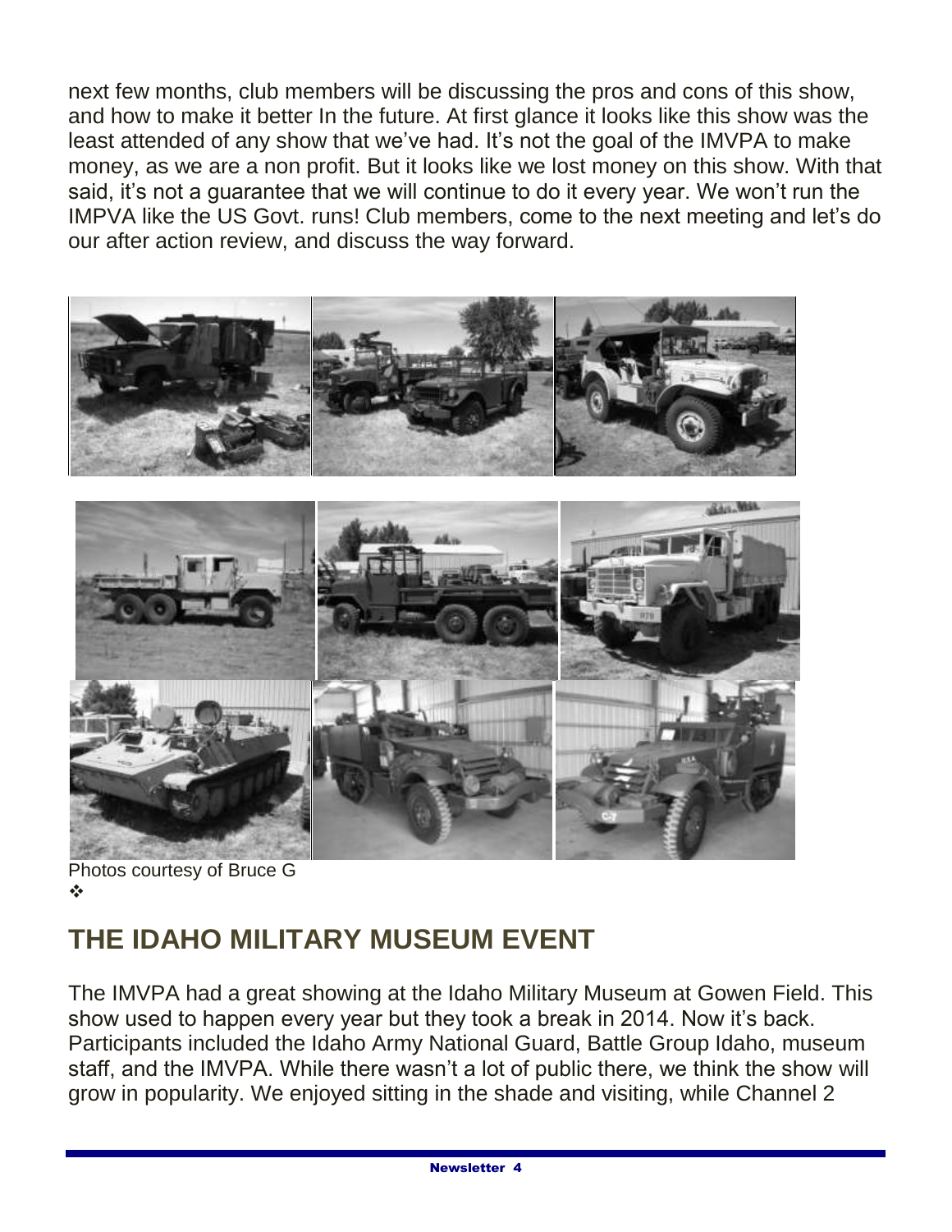next few months, club members will be discussing the pros and cons of this show, and how to make it better In the future. At first glance it looks like this show was the least attended of any show that we've had. It's not the goal of the IMVPA to make money, as we are a non profit. But it looks like we lost money on this show. With that said, it's not a guarantee that we will continue to do it every year. We won't run the IMPVA like the US Govt. runs! Club members, come to the next meeting and let's do our after action review, and discuss the way forward.

Photos courtesy of Bruce G

❖

## THE IDAHO MILITARY MUSEUM EVENT

The IMVPA had a great showing at the Idaho Military Museum at Gowen Field. This show used to happen every year but they took a break in 2014. Now it's back. Participants included the Idaho Army National Guard, Battle Group Idaho, museum staff, and the IMVPA. While there wasn't a lot of public there, we think the show will grow in popularity. We enjoyed sitting in the shade and visiting, while Channel 2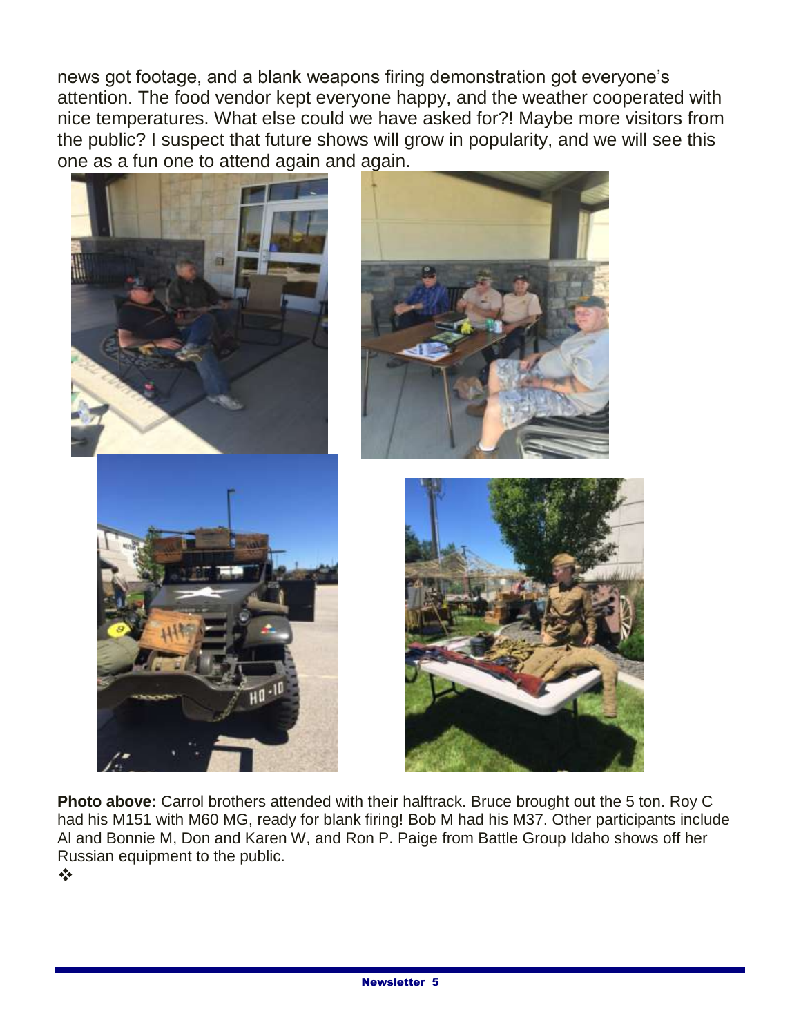news got footage, and a blank weapons firing demonstration got everyone's attention. The food vendor kept everyone happy, and the weather cooperated with nice temperatures. What else could we have asked for?! Maybe more visitors from the public? I suspect that future shows will grow in popularity, and we will see this one as a fun one to attend again and again.

**Photo above:** Carrol brothers attended with their halftrack. Bruce brought out the 5 ton. Roy C had his M151 with M60 MG, ready for blank firing! Bob M had his M37. Other participants include Al and Bonnie M, Don and Karen W, and Ron P. Paige from Battle Group Idaho shows off her Russian equipment to the public.

❖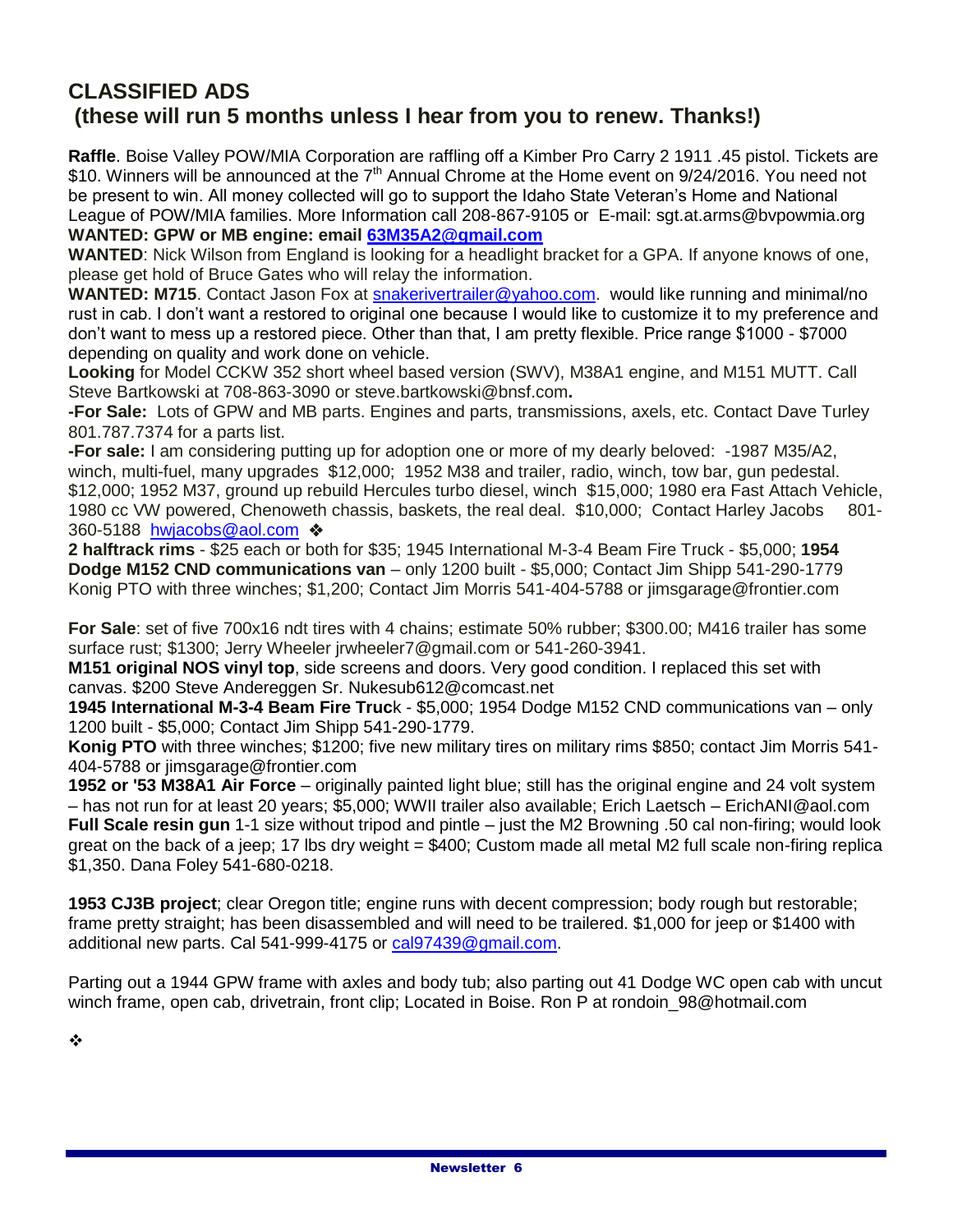## CLASSIFIED ADS
## (these will run 5 months unless I hear from you to renew. Thanks!)

**Raffle**. Boise Valley POW/MIA Corporation are raffling off a Kimber Pro Carry 2 1911 .45 pistol. Tickets are $10. Winners will be announced at the 7th Annual Chrome at the Home event on 9/24/2016. You need not be present to win. All money collected will go to support the Idaho State Veteran's Home and National League of POW/MIA families. More Information call 208-867-9105 or E-mail: sgt.at.arms@bvpowmia.org
**WANTED: GPW or MB engine: email 63M35A2@gmail.com**
**WANTED**: Nick Wilson from England is looking for a headlight bracket for a GPA. If anyone knows of one, please get hold of Bruce Gates who will relay the information.
**WANTED: M715**. Contact Jason Fox at snakerivertrailer@yahoo.com. would like running and minimal/no rust in cab. I don't want a restored to original one because I would like to customize it to my preference and don't want to mess up a restored piece. Other than that, I am pretty flexible. Price range $1000 - $7000 depending on quality and work done on vehicle.
**Looking** for Model CCKW 352 short wheel based version (SWV), M38A1 engine, and M151 MUTT. Call Steve Bartkowski at 708-863-3090 or steve.bartkowski@bnsf.com**.**
**-For Sale:** Lots of GPW and MB parts. Engines and parts, transmissions, axels, etc. Contact Dave Turley 801.787.7374 for a parts list.
**-For sale:** I am considering putting up for adoption one or more of my dearly beloved: -1987 M35/A2, winch, multi-fuel, many upgrades $12,000; 1952 M38 and trailer, radio, winch, tow bar, gun pedestal. $12,000; 1952 M37, ground up rebuild Hercules turbo diesel, winch $15,000; 1980 era Fast Attach Vehicle, 1980 cc VW powered, Chenoweth chassis, baskets, the real deal. $10,000; Contact Harley Jacobs 801-360-5188 hwjacobs@aol.com ❖
**2 halftrack rims** - $25 each or both for $35; 1945 International M-3-4 Beam Fire Truck - $5,000; **1954 Dodge M152 CND communications van** – only 1200 built - $5,000; Contact Jim Shipp 541-290-1779
Konig PTO with three winches; $1,200; Contact Jim Morris 541-404-5788 or jimsgarage@frontier.com

**For Sale**: set of five 700x16 ndt tires with 4 chains; estimate 50% rubber; $300.00; M416 trailer has some surface rust; $1300; Jerry Wheeler jrwheeler7@gmail.com or 541-260-3941.
**M151 original NOS vinyl top**, side screens and doors. Very good condition. I replaced this set with canvas. $200 Steve Andereggen Sr. Nukesub612@comcast.net
**1945 International M-3-4 Beam Fire Truc**k - $5,000; 1954 Dodge M152 CND communications van – only 1200 built - $5,000; Contact Jim Shipp 541-290-1779.
**Konig PTO** with three winches; $1200; five new military tires on military rims $850; contact Jim Morris 541-404-5788 or jimsgarage@frontier.com
**1952 or '53 M38A1 Air Force** – originally painted light blue; still has the original engine and 24 volt system – has not run for at least 20 years; $5,000; WWII trailer also available; Erich Laetsch – ErichANI@aol.com
**Full Scale resin gun** 1-1 size without tripod and pintle – just the M2 Browning .50 cal non-firing; would look great on the back of a jeep; 17 lbs dry weight = $400; Custom made all metal M2 full scale non-firing replica $1,350. Dana Foley 541-680-0218.

**1953 CJ3B project**; clear Oregon title; engine runs with decent compression; body rough but restorable; frame pretty straight; has been disassembled and will need to be trailered. $1,000 for jeep or $1400 with additional new parts. Cal 541-999-4175 or cal97439@gmail.com.

Parting out a 1944 GPW frame with axles and body tub; also parting out 41 Dodge WC open cab with uncut winch frame, open cab, drivetrain, front clip; Located in Boise. Ron P at rondoin_98@hotmail.com

❖